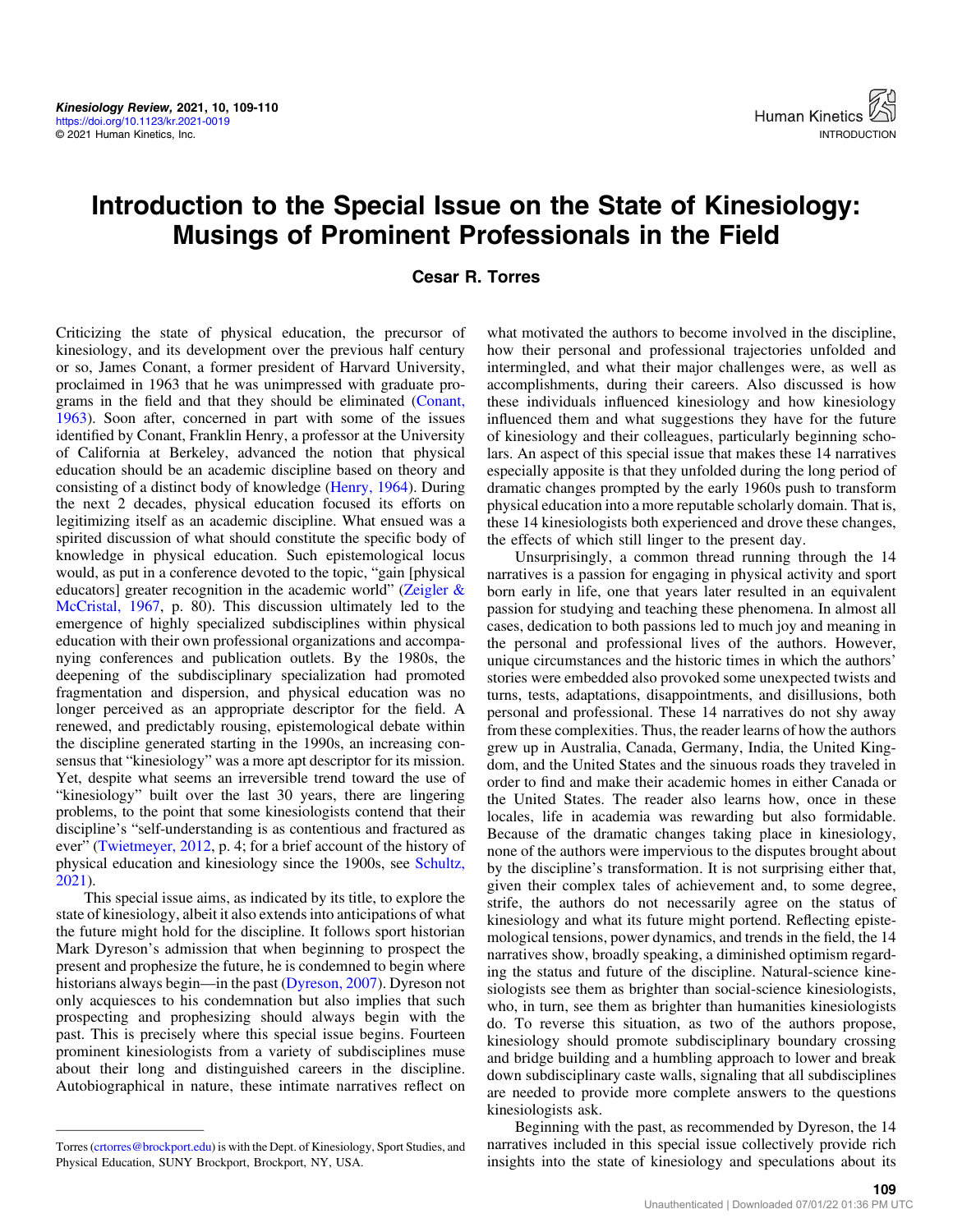# Introduction to the Special Issue on the State of Kinesiology: Musings of Prominent Professionals in the Field

**Cesar R. Torres**

Criticizing the state of physical education, the precursor of kinesiology, and its development over the previous half century or so, James Conant, a former president of Harvard University, proclaimed in 1963 that he was unimpressed with graduate programs in the field and that they should be eliminated (Conant, 1963). Soon after, concerned in part with some of the issues identified by Conant, Franklin Henry, a professor at the University of California at Berkeley, advanced the notion that physical education should be an academic discipline based on theory and consisting of a distinct body of knowledge (Henry, 1964). During the next 2 decades, physical education focused its efforts on legitimizing itself as an academic discipline. What ensued was a spirited discussion of what should constitute the specific body of knowledge in physical education. Such epistemological locus would, as put in a conference devoted to the topic, "gain [physical educators] greater recognition in the academic world" (Zeigler & McCristal, 1967, p. 80). This discussion ultimately led to the emergence of highly specialized subdisciplines within physical education with their own professional organizations and accompanying conferences and publication outlets. By the 1980s, the deepening of the subdisciplinary specialization had promoted fragmentation and dispersion, and physical education was no longer perceived as an appropriate descriptor for the field. A renewed, and predictably rousing, epistemological debate within the discipline generated starting in the 1990s, an increasing consensus that "kinesiology" was a more apt descriptor for its mission. Yet, despite what seems an irreversible trend toward the use of "kinesiology" built over the last 30 years, there are lingering problems, to the point that some kinesiologists contend that their discipline's "self-understanding is as contentious and fractured as ever" (Twietmeyer, 2012, p. 4; for a brief account of the history of physical education and kinesiology since the 1900s, see Schultz, 2021).

This special issue aims, as indicated by its title, to explore the state of kinesiology, albeit it also extends into anticipations of what the future might hold for the discipline. It follows sport historian Mark Dyreson's admission that when beginning to prospect the present and prophesize the future, he is condemned to begin where historians always begin—in the past (Dyreson, 2007). Dyreson not only acquiesces to his condemnation but also implies that such prospecting and prophesizing should always begin with the past. This is precisely where this special issue begins. Fourteen prominent kinesiologists from a variety of subdisciplines muse about their long and distinguished careers in the discipline. Autobiographical in nature, these intimate narratives reflect on what motivated the authors to become involved in the discipline, how their personal and professional trajectories unfolded and intermingled, and what their major challenges were, as well as accomplishments, during their careers. Also discussed is how these individuals influenced kinesiology and how kinesiology influenced them and what suggestions they have for the future of kinesiology and their colleagues, particularly beginning scholars. An aspect of this special issue that makes these 14 narratives especially apposite is that they unfolded during the long period of dramatic changes prompted by the early 1960s push to transform physical education into a more reputable scholarly domain. That is, these 14 kinesiologists both experienced and drove these changes, the effects of which still linger to the present day.

Unsurprisingly, a common thread running through the 14 narratives is a passion for engaging in physical activity and sport born early in life, one that years later resulted in an equivalent passion for studying and teaching these phenomena. In almost all cases, dedication to both passions led to much joy and meaning in the personal and professional lives of the authors. However, unique circumstances and the historic times in which the authors' stories were embedded also provoked some unexpected twists and turns, tests, adaptations, disappointments, and disillusions, both personal and professional. These 14 narratives do not shy away from these complexities. Thus, the reader learns of how the authors grew up in Australia, Canada, Germany, India, the United Kingdom, and the United States and the sinuous roads they traveled in order to find and make their academic homes in either Canada or the United States. The reader also learns how, once in these locales, life in academia was rewarding but also formidable. Because of the dramatic changes taking place in kinesiology, none of the authors were impervious to the disputes brought about by the discipline's transformation. It is not surprising either that, given their complex tales of achievement and, to some degree, strife, the authors do not necessarily agree on the status of kinesiology and what its future might portend. Reflecting epistemological tensions, power dynamics, and trends in the field, the 14 narratives show, broadly speaking, a diminished optimism regarding the status and future of the discipline. Natural-science kinesiologists see them as brighter than social-science kinesiologists, who, in turn, see them as brighter than humanities kinesiologists do. To reverse this situation, as two of the authors propose, kinesiology should promote subdisciplinary boundary crossing and bridge building and a humbling approach to lower and break down subdisciplinary caste walls, signaling that all subdisciplines are needed to provide more complete answers to the questions kinesiologists ask.

Beginning with the past, as recommended by Dyreson, the 14 narratives included in this special issue collectively provide rich insights into the state of kinesiology and speculations about its

---

Torres (crtorres@brockport.edu) is with the Dept. of Kinesiology, Sport Studies, and Physical Education, SUNY Brockport, Brockport, NY, USA.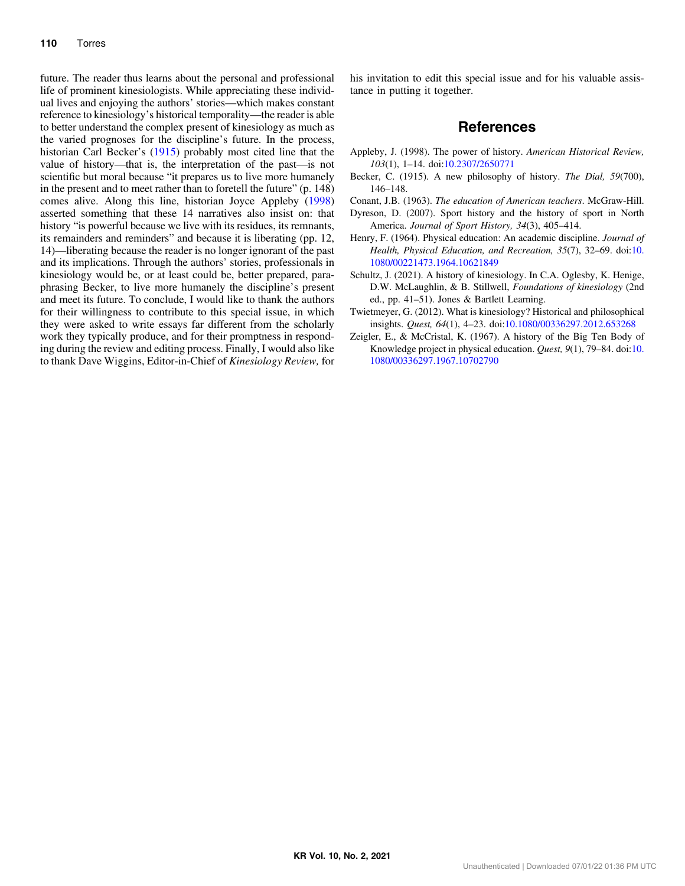future. The reader thus learns about the personal and professional life of prominent kinesiologists. While appreciating these individual lives and enjoying the authors' stories—which makes constant reference to kinesiology's historical temporality—the reader is able to better understand the complex present of kinesiology as much as the varied prognoses for the discipline's future. In the process, historian Carl Becker's (1915) probably most cited line that the value of history—that is, the interpretation of the past—is not scientific but moral because "it prepares us to live more humanely in the present and to meet rather than to foretell the future" (p. 148) comes alive. Along this line, historian Joyce Appleby (1998) asserted something that these 14 narratives also insist on: that history "is powerful because we live with its residues, its remnants, its remainders and reminders" and because it is liberating (pp. 12, 14)—liberating because the reader is no longer ignorant of the past and its implications. Through the authors' stories, professionals in kinesiology would be, or at least could be, better prepared, paraphrasing Becker, to live more humanely the discipline's present and meet its future. To conclude, I would like to thank the authors for their willingness to contribute to this special issue, in which they were asked to write essays far different from the scholarly work they typically produce, and for their promptness in responding during the review and editing process. Finally, I would also like to thank Dave Wiggins, Editor-in-Chief of *Kinesiology Review,* for his invitation to edit this special issue and for his valuable assistance in putting it together.

## References

Appleby, J. (1998). The power of history. *American Historical Review, 103*(1), 1–14. doi:10.2307/2650771

Becker, C. (1915). A new philosophy of history. *The Dial, 59*(700), 146–148.

Conant, J.B. (1963). *The education of American teachers*. McGraw-Hill.

Dyreson, D. (2007). Sport history and the history of sport in North America. *Journal of Sport History, 34*(3), 405–414.

Henry, F. (1964). Physical education: An academic discipline. *Journal of Health, Physical Education, and Recreation, 35*(7), 32–69. doi:10.1080/00221473.1964.10621849

Schultz, J. (2021). A history of kinesiology. In C.A. Oglesby, K. Henige, D.W. McLaughlin, & B. Stillwell, *Foundations of kinesiology* (2nd ed., pp. 41–51). Jones & Bartlett Learning.

Twietmeyer, G. (2012). What is kinesiology? Historical and philosophical insights. *Quest, 64*(1), 4–23. doi:10.1080/00336297.2012.653268

Zeigler, E., & McCristal, K. (1967). A history of the Big Ten Body of Knowledge project in physical education. *Quest, 9*(1), 79–84. doi:10.1080/00336297.1967.10702790